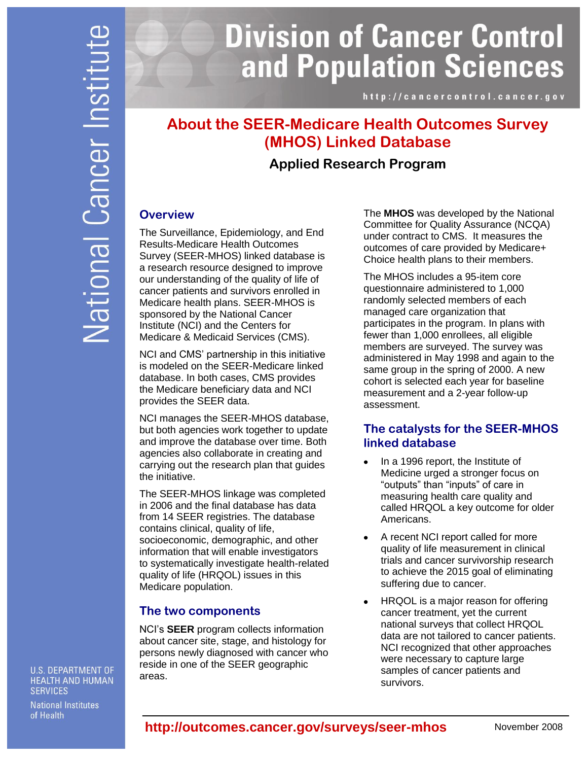# Division of Cancer Control and Population Sciences

http://cancercontrol.cancer.gov

## About the SEER-Medicare Health Outcomes Survey (MHOS) Linked Database

### Applied Research Program

### Overview

The Surveillance, Epidemiology, and End Results-Medicare Health Outcomes Survey (SEER-MHOS) linked database is a research resource designed to improve our understanding of the quality of life of cancer patients and survivors enrolled in Medicare health plans. SEER-MHOS is sponsored by the National Cancer Institute (NCI) and the Centers for Medicare & Medicaid Services (CMS).

NCI and CMS' partnership in this initiative is modeled on the SEER-Medicare linked database. In both cases, CMS provides the Medicare beneficiary data and NCI provides the SEER data.

NCI manages the SEER-MHOS database, but both agencies work together to update and improve the database over time. Both agencies also collaborate in creating and carrying out the research plan that guides the initiative.

The SEER-MHOS linkage was completed in 2006 and the final database has data from 14 SEER registries. The database contains clinical, quality of life, socioeconomic, demographic, and other information that will enable investigators to systematically investigate health-related quality of life (HRQOL) issues in this Medicare population.

### The two components

NCI's **SEER** program collects information about cancer site, stage, and histology for persons newly diagnosed with cancer who reside in one of the SEER geographic areas.

The **MHOS** was developed by the National Committee for Quality Assurance (NCQA) under contract to CMS. It measures the outcomes of care provided by Medicare+ Choice health plans to their members.

The MHOS includes a 95-item core questionnaire administered to 1,000 randomly selected members of each managed care organization that participates in the program. In plans with fewer than 1,000 enrollees, all eligible members are surveyed. The survey was administered in May 1998 and again to the same group in the spring of 2000. A new cohort is selected each year for baseline measurement and a 2-year follow-up assessment.

### The catalysts for the SEER-MHOS linked database

- In a 1996 report, the Institute of Medicine urged a stronger focus on "outputs" than "inputs" of care in measuring health care quality and called HRQOL a key outcome for older Americans.
- A recent NCI report called for more quality of life measurement in clinical trials and cancer survivorship research to achieve the 2015 goal of eliminating suffering due to cancer.
- HRQOL is a major reason for offering cancer treatment, yet the current national surveys that collect HRQOL data are not tailored to cancer patients. NCI recognized that other approaches were necessary to capture large samples of cancer patients and survivors.

**http://outcomes.cancer.gov/surveys/seer-mhos**

November 2008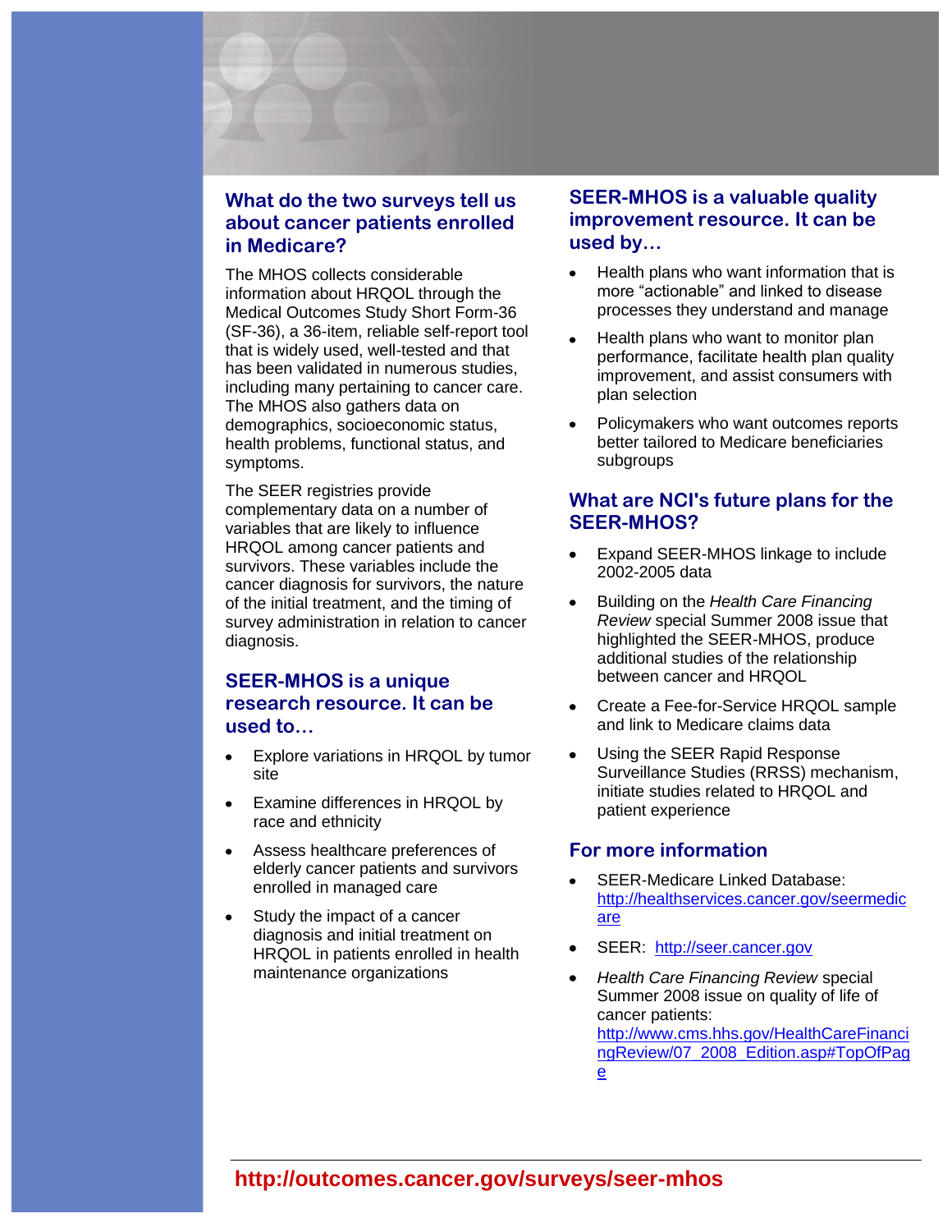## What do the two surveys tell us about cancer patients enrolled in Medicare?

The MHOS collects considerable information about HRQOL through the Medical Outcomes Study Short Form-36 (SF-36), a 36-item, reliable self-report tool that is widely used, well-tested and that has been validated in numerous studies, including many pertaining to cancer care. The MHOS also gathers data on demographics, socioeconomic status, health problems, functional status, and symptoms.

The SEER registries provide complementary data on a number of variables that are likely to influence HRQOL among cancer patients and survivors. These variables include the cancer diagnosis for survivors, the nature of the initial treatment, and the timing of survey administration in relation to cancer diagnosis.

## SEER-MHOS is a unique research resource. It can be used to…

- Explore variations in HRQOL by tumor site
- Examine differences in HRQOL by race and ethnicity
- Assess healthcare preferences of elderly cancer patients and survivors enrolled in managed care
- Study the impact of a cancer diagnosis and initial treatment on HRQOL in patients enrolled in health maintenance organizations

## SEER-MHOS is a valuable quality improvement resource. It can be used by…

- Health plans who want information that is more "actionable" and linked to disease processes they understand and manage
- Health plans who want to monitor plan performance, facilitate health plan quality improvement, and assist consumers with plan selection
- Policymakers who want outcomes reports better tailored to Medicare beneficiaries subgroups

## What are NCI's future plans for the SEER-MHOS?

- Expand SEER-MHOS linkage to include 2002-2005 data
- Building on the *Health Care Financing Review* special Summer 2008 issue that highlighted the SEER-MHOS, produce additional studies of the relationship between cancer and HRQOL
- Create a Fee-for-Service HRQOL sample and link to Medicare claims data
- Using the SEER Rapid Response Surveillance Studies (RRSS) mechanism, initiate studies related to HRQOL and patient experience

## For more information

- SEER-Medicare Linked Database: http://healthservices.cancer.gov/seermedicare
- SEER: http://seer.cancer.gov
- *Health Care Financing Review* special Summer 2008 issue on quality of life of cancer patients: http://www.cms.hhs.gov/HealthCareFinancingReview/07_2008_Edition.asp#TopOfPage

**http://outcomes.cancer.gov/surveys/seer-mhos**